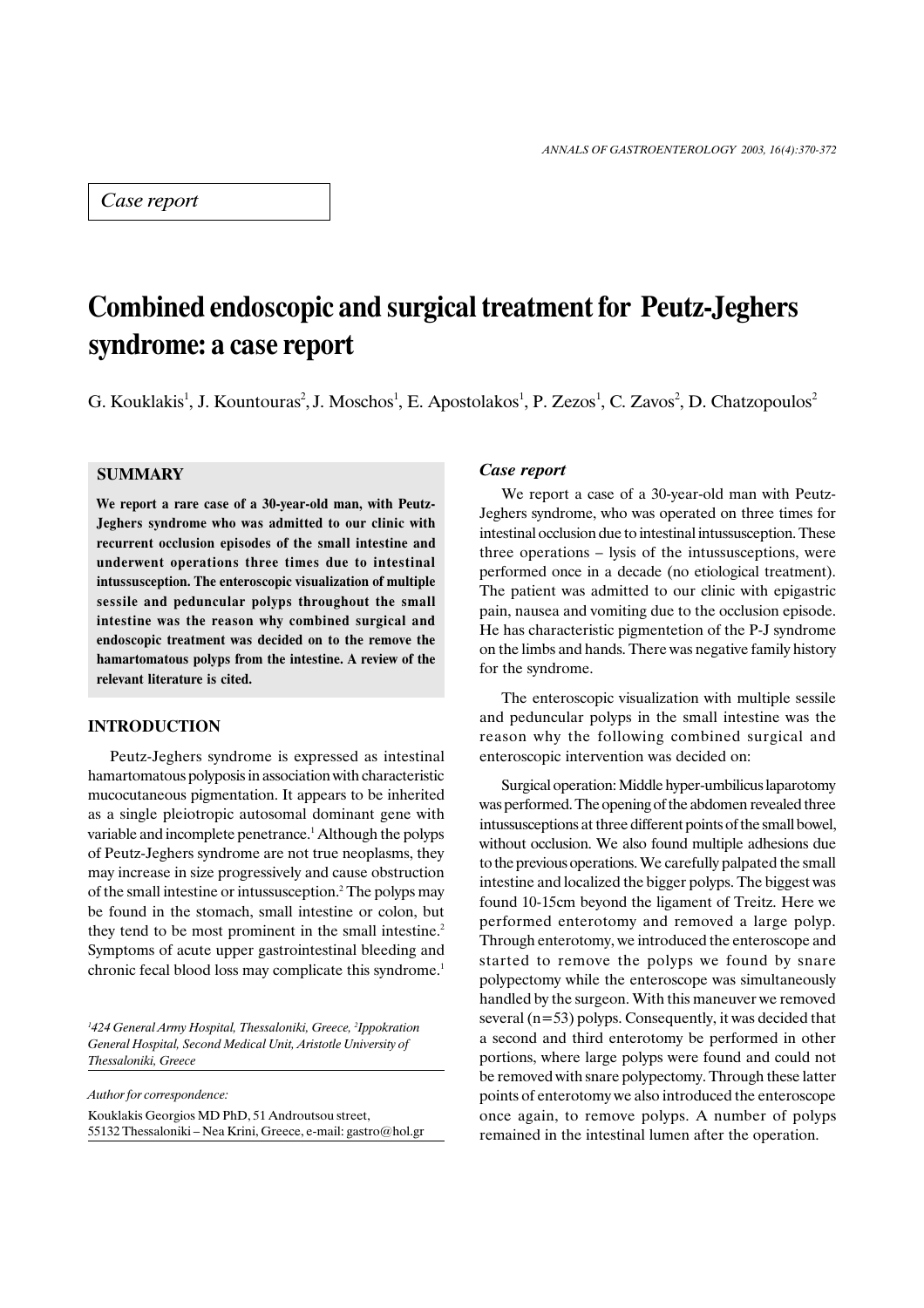*Case report*

# Combined endoscopic and surgical treatment for Peutz-Jeghers syndrome: a case report

G. Kouklakis[1], J. Kountouras[2], J. Moschos[1], E. Apostolakos[1], P. Zezos[1], C. Zavos[2], D. Chatzopoulos[2]

## SUMMARY

**We report a rare case of a 30-year-old man, with Peutz-Jeghers syndrome who was admitted to our clinic with recurrent occlusion episodes of the small intestine and underwent operations three times due to intestinal intussusception. The enteroscopic visualization of multiple sessile and peduncular polyps throughout the small intestine was the reason why combined surgical and endoscopic treatment was decided on to the remove the hamartomatous polyps from the intestine. A review of the relevant literature is cited.**

## INTRODUCTION

Peutz-Jeghers syndrome is expressed as intestinal hamartomatous polyposis in association with characteristic mucocutaneous pigmentation. It appears to be inherited as a single pleiotropic autosomal dominant gene with variable and incomplete penetrance.[1] Although the polyps of Peutz-Jeghers syndrome are not true neoplasms, they may increase in size progressively and cause obstruction of the small intestine or intussusception.[2] The polyps may be found in the stomach, small intestine or colon, but they tend to be most prominent in the small intestine.[2] Symptoms of acute upper gastrointestinal bleeding and chronic fecal blood loss may complicate this syndrome.[1]

[1]424 General Army Hospital, Thessaloniki, Greece, [2]Ippokration General Hospital, Second Medical Unit, Aristotle University of Thessaloniki, Greece

*Author for correspondence:*

Kouklakis Georgios MD PhD, 51 Androutsou street, 55132 Thessaloniki – Nea Krini, Greece, e-mail: gastro@hol.gr

### *Case report*

We report a case of a 30-year-old man with Peutz-Jeghers syndrome, who was operated on three times for intestinal occlusion due to intestinal intussusception. These three operations – lysis of the intussusceptions, were performed once in a decade (no etiological treatment). The patient was admitted to our clinic with epigastric pain, nausea and vomiting due to the occlusion episode. He has characteristic pigmentetion of the P-J syndrome on the limbs and hands. There was negative family history for the syndrome.

The enteroscopic visualization with multiple sessile and peduncular polyps in the small intestine was the reason why the following combined surgical and enteroscopic intervention was decided on:

Surgical operation: Middle hyper-umbilicus laparotomy was performed. The opening of the abdomen revealed three intussusceptions at three different points of the small bowel, without occlusion. We also found multiple adhesions due to the previous operations. We carefully palpated the small intestine and localized the bigger polyps. The biggest was found 10-15cm beyond the ligament of Treitz. Here we performed enterotomy and removed a large polyp. Through enterotomy, we introduced the enteroscope and started to remove the polyps we found by snare polypectomy while the enteroscope was simultaneously handled by the surgeon. With this maneuver we removed several (n=53) polyps. Consequently, it was decided that a second and third enterotomy be performed in other portions, where large polyps were found and could not be removed with snare polypectomy. Through these latter points of enterotomy we also introduced the enteroscope once again, to remove polyps. A number of polyps remained in the intestinal lumen after the operation.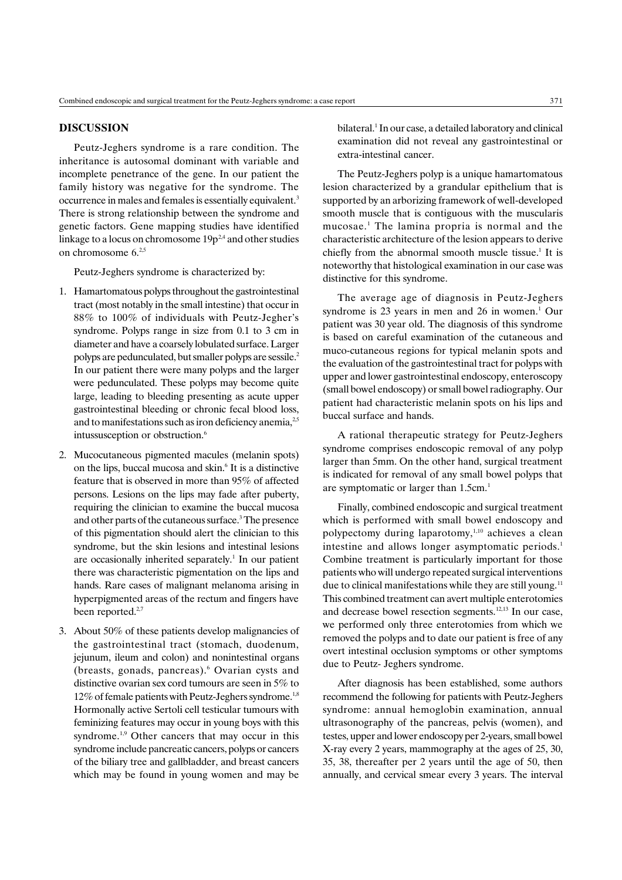## DISCUSSION

Peutz-Jeghers syndrome is a rare condition. The inheritance is autosomal dominant with variable and incomplete penetrance of the gene. In our patient the family history was negative for the syndrome. The occurrence in males and females is essentially equivalent.[3] There is strong relationship between the syndrome and genetic factors. Gene mapping studies have identified linkage to a locus on chromosome 19p[2,4] and other studies on chromosome 6.[2,5]

Peutz-Jeghers syndrome is characterized by:

1. Hamartomatous polyps throughout the gastrointestinal tract (most notably in the small intestine) that occur in 88% to 100% of individuals with Peutz-Jegher's syndrome. Polyps range in size from 0.1 to 3 cm in diameter and have a coarsely lobulated surface. Larger polyps are pedunculated, but smaller polyps are sessile.[2] In our patient there were many polyps and the larger were pedunculated. These polyps may become quite large, leading to bleeding presenting as acute upper gastrointestinal bleeding or chronic fecal blood loss, and to manifestations such as iron deficiency anemia,[2,5] intussusception or obstruction.[6]
2. Mucocutaneous pigmented macules (melanin spots) on the lips, buccal mucosa and skin.[6] It is a distinctive feature that is observed in more than 95% of affected persons. Lesions on the lips may fade after puberty, requiring the clinician to examine the buccal mucosa and other parts of the cutaneous surface.[3] The presence of this pigmentation should alert the clinician to this syndrome, but the skin lesions and intestinal lesions are occasionally inherited separately.[1] In our patient there was characteristic pigmentation on the lips and hands. Rare cases of malignant melanoma arising in hyperpigmented areas of the rectum and fingers have been reported.[2,7]
3. About 50% of these patients develop malignancies of the gastrointestinal tract (stomach, duodenum, jejunum, ileum and colon) and nonintestinal organs (breasts, gonads, pancreas).[6] Ovarian cysts and distinctive ovarian sex cord tumours are seen in 5% to 12% of female patients with Peutz-Jeghers syndrome.[1,8] Hormonally active Sertoli cell testicular tumours with feminizing features may occur in young boys with this syndrome.[1,9] Other cancers that may occur in this syndrome include pancreatic cancers, polyps or cancers of the biliary tree and gallbladder, and breast cancers which may be found in young women and may be bilateral.[1] In our case, a detailed laboratory and clinical examination did not reveal any gastrointestinal or extra-intestinal cancer.

The Peutz-Jeghers polyp is a unique hamartomatous lesion characterized by a grandular epithelium that is supported by an arborizing framework of well-developed smooth muscle that is contiguous with the muscularis mucosae.[1] The lamina propria is normal and the characteristic architecture of the lesion appears to derive chiefly from the abnormal smooth muscle tissue.[1] It is noteworthy that histological examination in our case was distinctive for this syndrome.

The average age of diagnosis in Peutz-Jeghers syndrome is 23 years in men and 26 in women.[1] Our patient was 30 year old. The diagnosis of this syndrome is based on careful examination of the cutaneous and muco-cutaneous regions for typical melanin spots and the evaluation of the gastrointestinal tract for polyps with upper and lower gastrointestinal endoscopy, enteroscopy (small bowel endoscopy) or small bowel radiography. Our patient had characteristic melanin spots on his lips and buccal surface and hands.

A rational therapeutic strategy for Peutz-Jeghers syndrome comprises endoscopic removal of any polyp larger than 5mm. On the other hand, surgical treatment is indicated for removal of any small bowel polyps that are symptomatic or larger than 1.5cm.[1]

Finally, combined endoscopic and surgical treatment which is performed with small bowel endoscopy and polypectomy during laparotomy,[1,10] achieves a clean intestine and allows longer asymptomatic periods.[1] Combine treatment is particularly important for those patients who will undergo repeated surgical interventions due to clinical manifestations while they are still young.[11] This combined treatment can avert multiple enterotomies and decrease bowel resection segments.[12,13] In our case, we performed only three enterotomies from which we removed the polyps and to date our patient is free of any overt intestinal occlusion symptoms or other symptoms due to Peutz- Jeghers syndrome.

After diagnosis has been established, some authors recommend the following for patients with Peutz-Jeghers syndrome: annual hemoglobin examination, annual ultrasonography of the pancreas, pelvis (women), and testes, upper and lower endoscopy per 2-years, small bowel X-ray every 2 years, mammography at the ages of 25, 30, 35, 38, thereafter per 2 years until the age of 50, then annually, and cervical smear every 3 years. The interval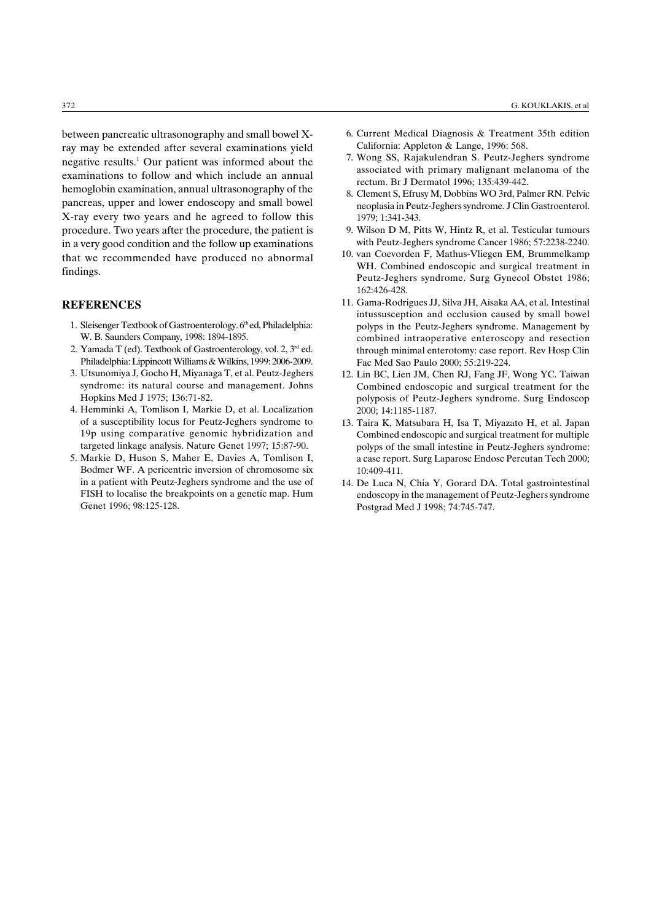between pancreatic ultrasonography and small bowel X-ray may be extended after several examinations yield negative results.[1] Our patient was informed about the examinations to follow and which include an annual hemoglobin examination, annual ultrasonography of the pancreas, upper and lower endoscopy and small bowel X-ray every two years and he agreed to follow this procedure. Two years after the procedure, the patient is in a very good condition and the follow up examinations that we recommended have produced no abnormal findings.

## REFERENCES

1. Sleisenger Textbook of Gastroenterology. 6th ed, Philadelphia: W. B. Saunders Company, 1998: 1894-1895.
2. Yamada T (ed). Textbook of Gastroenterology, vol. 2, 3rd ed. Philadelphia: Lippincott Williams & Wilkins, 1999: 2006-2009.
3. Utsunomiya J, Gocho H, Miyanaga T, et al. Peutz-Jeghers syndrome: its natural course and management. Johns Hopkins Med J 1975; 136:71-82.
4. Hemminki A, Tomlison I, Markie D, et al. Localization of a susceptibility locus for Peutz-Jeghers syndrome to 19p using comparative genomic hybridization and targeted linkage analysis. Nature Genet 1997; 15:87-90.
5. Markie D, Huson S, Maher E, Davies A, Tomlison I, Bodmer WF. A pericentric inversion of chromosome six in a patient with Peutz-Jeghers syndrome and the use of FISH to localise the breakpoints on a genetic map. Hum Genet 1996; 98:125-128.
6. Current Medical Diagnosis & Treatment 35th edition California: Appleton & Lange, 1996: 568.
7. Wong SS, Rajakulendran S. Peutz-Jeghers syndrome associated with primary malignant melanoma of the rectum. Br J Dermatol 1996; 135:439-442.
8. Clement S, Efrusy M, Dobbins WO 3rd, Palmer RN. Pelvic neoplasia in Peutz-Jeghers syndrome. J Clin Gastroenterol. 1979; 1:341-343.
9. Wilson D M, Pitts W, Hintz R, et al. Testicular tumours with Peutz-Jeghers syndrome Cancer 1986; 57:2238-2240.
10. van Coevorden F, Mathus-Vliegen EM, Brummelkamp WH. Combined endoscopic and surgical treatment in Peutz-Jeghers syndrome. Surg Gynecol Obstet 1986; 162:426-428.
11. Gama-Rodrigues JJ, Silva JH, Aisaka AA, et al. Intestinal intussusception and occlusion caused by small bowel polyps in the Peutz-Jeghers syndrome. Management by combined intraoperative enteroscopy and resection through minimal enterotomy: case report. Rev Hosp Clin Fac Med Sao Paulo 2000; 55:219-224.
12. Lin BC, Lien JM, Chen RJ, Fang JF, Wong YC. Taiwan Combined endoscopic and surgical treatment for the polyposis of Peutz-Jeghers syndrome. Surg Endoscop 2000; 14:1185-1187.
13. Taira K, Matsubara H, Isa T, Miyazato H, et al. Japan Combined endoscopic and surgical treatment for multiple polyps of the small intestine in Peutz-Jeghers syndrome: a case report. Surg Laparosc Endosc Percutan Tech 2000; 10:409-411.
14. De Luca N, Chia Y, Gorard DA. Total gastrointestinal endoscopy in the management of Peutz-Jeghers syndrome Postgrad Med J 1998; 74:745-747.